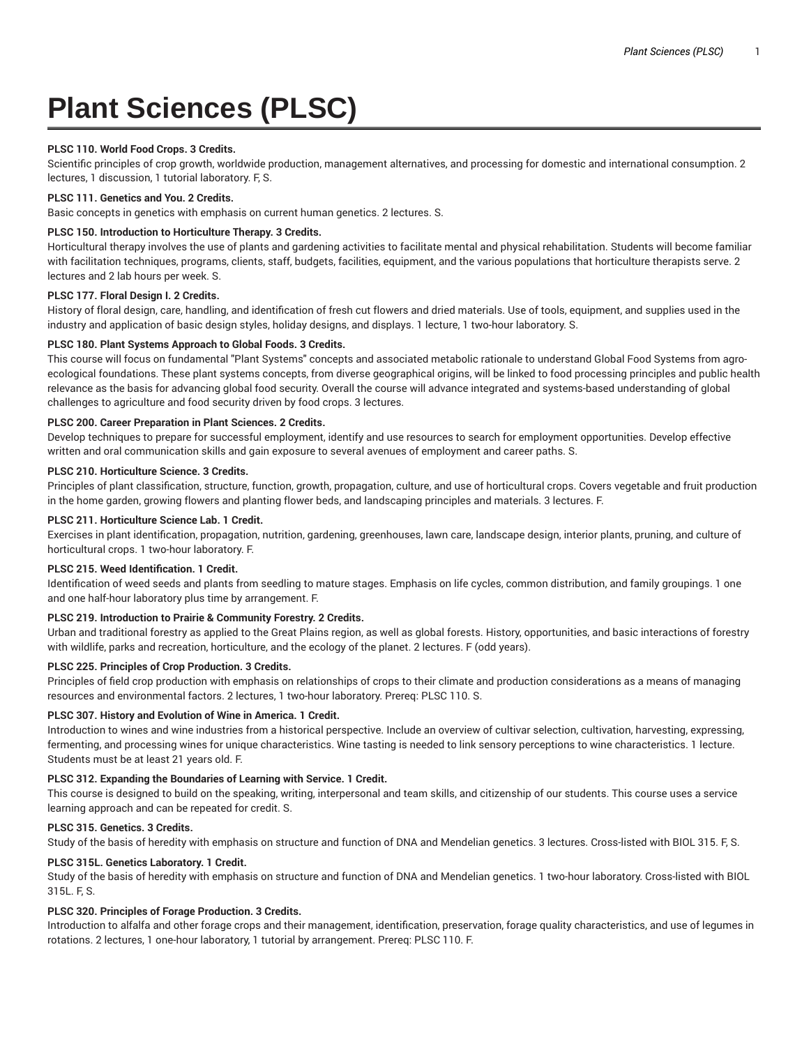# Plant Sciences (PLSC)

**PLSC 110. World Food Crops. 3 Credits.**
Scientific principles of crop growth, worldwide production, management alternatives, and processing for domestic and international consumption. 2 lectures, 1 discussion, 1 tutorial laboratory. F, S.

**PLSC 111. Genetics and You. 2 Credits.**
Basic concepts in genetics with emphasis on current human genetics. 2 lectures. S.

**PLSC 150. Introduction to Horticulture Therapy. 3 Credits.**
Horticultural therapy involves the use of plants and gardening activities to facilitate mental and physical rehabilitation. Students will become familiar with facilitation techniques, programs, clients, staff, budgets, facilities, equipment, and the various populations that horticulture therapists serve. 2 lectures and 2 lab hours per week. S.

**PLSC 177. Floral Design I. 2 Credits.**
History of floral design, care, handling, and identification of fresh cut flowers and dried materials. Use of tools, equipment, and supplies used in the industry and application of basic design styles, holiday designs, and displays. 1 lecture, 1 two-hour laboratory. S.

**PLSC 180. Plant Systems Approach to Global Foods. 3 Credits.**
This course will focus on fundamental "Plant Systems" concepts and associated metabolic rationale to understand Global Food Systems from agro-ecological foundations. These plant systems concepts, from diverse geographical origins, will be linked to food processing principles and public health relevance as the basis for advancing global food security. Overall the course will advance integrated and systems-based understanding of global challenges to agriculture and food security driven by food crops. 3 lectures.

**PLSC 200. Career Preparation in Plant Sciences. 2 Credits.**
Develop techniques to prepare for successful employment, identify and use resources to search for employment opportunities. Develop effective written and oral communication skills and gain exposure to several avenues of employment and career paths. S.

**PLSC 210. Horticulture Science. 3 Credits.**
Principles of plant classification, structure, function, growth, propagation, culture, and use of horticultural crops. Covers vegetable and fruit production in the home garden, growing flowers and planting flower beds, and landscaping principles and materials. 3 lectures. F.

**PLSC 211. Horticulture Science Lab. 1 Credit.**
Exercises in plant identification, propagation, nutrition, gardening, greenhouses, lawn care, landscape design, interior plants, pruning, and culture of horticultural crops. 1 two-hour laboratory. F.

**PLSC 215. Weed Identification. 1 Credit.**
Identification of weed seeds and plants from seedling to mature stages. Emphasis on life cycles, common distribution, and family groupings. 1 one and one half-hour laboratory plus time by arrangement. F.

**PLSC 219. Introduction to Prairie & Community Forestry. 2 Credits.**
Urban and traditional forestry as applied to the Great Plains region, as well as global forests. History, opportunities, and basic interactions of forestry with wildlife, parks and recreation, horticulture, and the ecology of the planet. 2 lectures. F (odd years).

**PLSC 225. Principles of Crop Production. 3 Credits.**
Principles of field crop production with emphasis on relationships of crops to their climate and production considerations as a means of managing resources and environmental factors. 2 lectures, 1 two-hour laboratory. Prereq: PLSC 110. S.

**PLSC 307. History and Evolution of Wine in America. 1 Credit.**
Introduction to wines and wine industries from a historical perspective. Include an overview of cultivar selection, cultivation, harvesting, expressing, fermenting, and processing wines for unique characteristics. Wine tasting is needed to link sensory perceptions to wine characteristics. 1 lecture. Students must be at least 21 years old. F.

**PLSC 312. Expanding the Boundaries of Learning with Service. 1 Credit.**
This course is designed to build on the speaking, writing, interpersonal and team skills, and citizenship of our students. This course uses a service learning approach and can be repeated for credit. S.

**PLSC 315. Genetics. 3 Credits.**
Study of the basis of heredity with emphasis on structure and function of DNA and Mendelian genetics. 3 lectures. Cross-listed with BIOL 315. F, S.

**PLSC 315L. Genetics Laboratory. 1 Credit.**
Study of the basis of heredity with emphasis on structure and function of DNA and Mendelian genetics. 1 two-hour laboratory. Cross-listed with BIOL 315L. F, S.

**PLSC 320. Principles of Forage Production. 3 Credits.**
Introduction to alfalfa and other forage crops and their management, identification, preservation, forage quality characteristics, and use of legumes in rotations. 2 lectures, 1 one-hour laboratory, 1 tutorial by arrangement. Prereq: PLSC 110. F.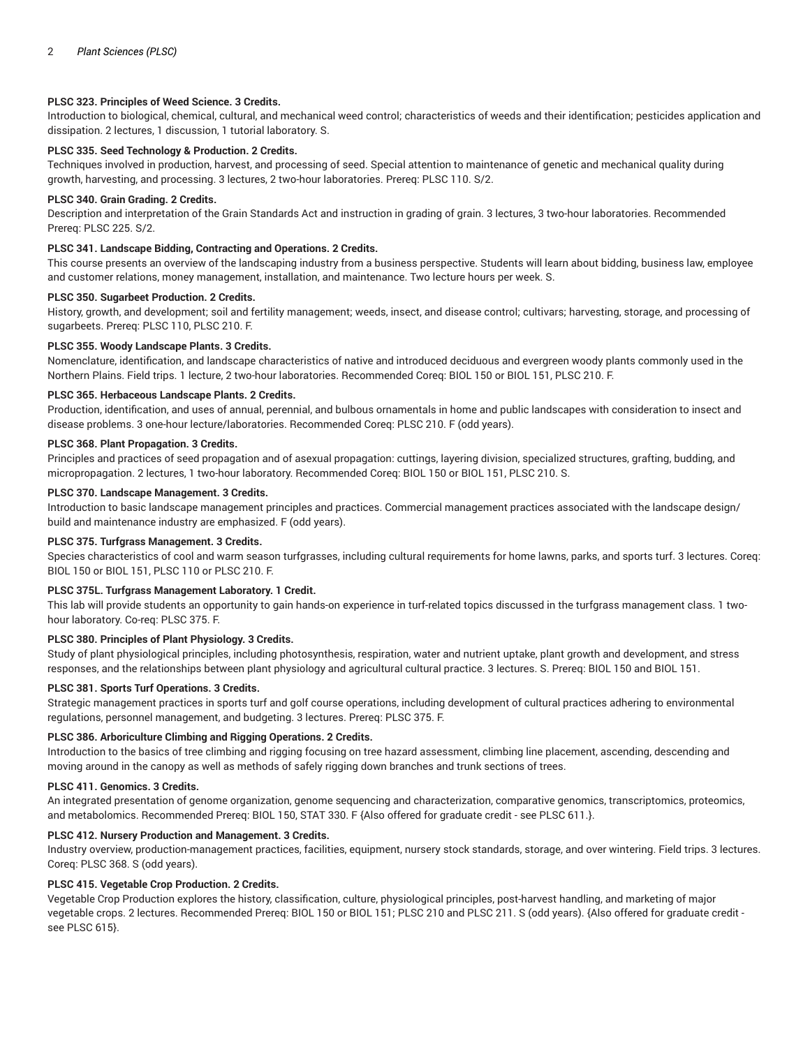**PLSC 323. Principles of Weed Science. 3 Credits.**

Introduction to biological, chemical, cultural, and mechanical weed control; characteristics of weeds and their identification; pesticides application and dissipation. 2 lectures, 1 discussion, 1 tutorial laboratory. S.

**PLSC 335. Seed Technology & Production. 2 Credits.**

Techniques involved in production, harvest, and processing of seed. Special attention to maintenance of genetic and mechanical quality during growth, harvesting, and processing. 3 lectures, 2 two-hour laboratories. Prereq: PLSC 110. S/2.

**PLSC 340. Grain Grading. 2 Credits.**

Description and interpretation of the Grain Standards Act and instruction in grading of grain. 3 lectures, 3 two-hour laboratories. Recommended Prereq: PLSC 225. S/2.

**PLSC 341. Landscape Bidding, Contracting and Operations. 2 Credits.**

This course presents an overview of the landscaping industry from a business perspective. Students will learn about bidding, business law, employee and customer relations, money management, installation, and maintenance. Two lecture hours per week. S.

**PLSC 350. Sugarbeet Production. 2 Credits.**

History, growth, and development; soil and fertility management; weeds, insect, and disease control; cultivars; harvesting, storage, and processing of sugarbeets. Prereq: PLSC 110, PLSC 210. F.

**PLSC 355. Woody Landscape Plants. 3 Credits.**

Nomenclature, identification, and landscape characteristics of native and introduced deciduous and evergreen woody plants commonly used in the Northern Plains. Field trips. 1 lecture, 2 two-hour laboratories. Recommended Coreq: BIOL 150 or BIOL 151, PLSC 210. F.

**PLSC 365. Herbaceous Landscape Plants. 2 Credits.**

Production, identification, and uses of annual, perennial, and bulbous ornamentals in home and public landscapes with consideration to insect and disease problems. 3 one-hour lecture/laboratories. Recommended Coreq: PLSC 210. F (odd years).

**PLSC 368. Plant Propagation. 3 Credits.**

Principles and practices of seed propagation and of asexual propagation: cuttings, layering division, specialized structures, grafting, budding, and micropropagation. 2 lectures, 1 two-hour laboratory. Recommended Coreq: BIOL 150 or BIOL 151, PLSC 210. S.

**PLSC 370. Landscape Management. 3 Credits.**

Introduction to basic landscape management principles and practices. Commercial management practices associated with the landscape design/build and maintenance industry are emphasized. F (odd years).

**PLSC 375. Turfgrass Management. 3 Credits.**

Species characteristics of cool and warm season turfgrasses, including cultural requirements for home lawns, parks, and sports turf. 3 lectures. Coreq: BIOL 150 or BIOL 151, PLSC 110 or PLSC 210. F.

**PLSC 375L. Turfgrass Management Laboratory. 1 Credit.**

This lab will provide students an opportunity to gain hands-on experience in turf-related topics discussed in the turfgrass management class. 1 two-hour laboratory. Co-req: PLSC 375. F.

**PLSC 380. Principles of Plant Physiology. 3 Credits.**

Study of plant physiological principles, including photosynthesis, respiration, water and nutrient uptake, plant growth and development, and stress responses, and the relationships between plant physiology and agricultural cultural practice. 3 lectures. S. Prereq: BIOL 150 and BIOL 151.

**PLSC 381. Sports Turf Operations. 3 Credits.**

Strategic management practices in sports turf and golf course operations, including development of cultural practices adhering to environmental regulations, personnel management, and budgeting. 3 lectures. Prereq: PLSC 375. F.

**PLSC 386. Arboriculture Climbing and Rigging Operations. 2 Credits.**

Introduction to the basics of tree climbing and rigging focusing on tree hazard assessment, climbing line placement, ascending, descending and moving around in the canopy as well as methods of safely rigging down branches and trunk sections of trees.

**PLSC 411. Genomics. 3 Credits.**

An integrated presentation of genome organization, genome sequencing and characterization, comparative genomics, transcriptomics, proteomics, and metabolomics. Recommended Prereq: BIOL 150, STAT 330. F {Also offered for graduate credit - see PLSC 611.}.

**PLSC 412. Nursery Production and Management. 3 Credits.**

Industry overview, production-management practices, facilities, equipment, nursery stock standards, storage, and over wintering. Field trips. 3 lectures. Coreq: PLSC 368. S (odd years).

**PLSC 415. Vegetable Crop Production. 2 Credits.**

Vegetable Crop Production explores the history, classification, culture, physiological principles, post-harvest handling, and marketing of major vegetable crops. 2 lectures. Recommended Prereq: BIOL 150 or BIOL 151; PLSC 210 and PLSC 211. S (odd years). {Also offered for graduate credit - see PLSC 615}.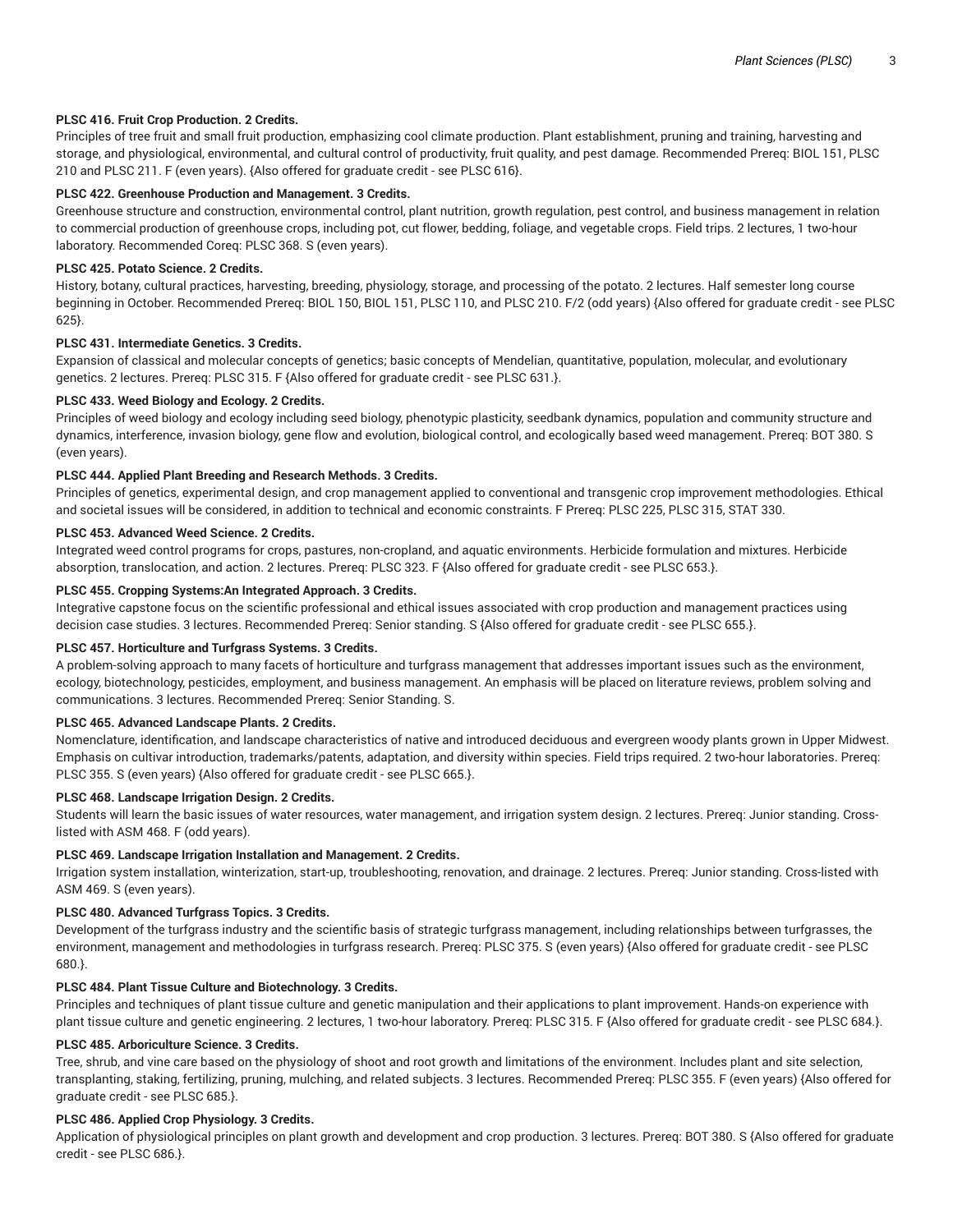**PLSC 416. Fruit Crop Production. 2 Credits.**

Principles of tree fruit and small fruit production, emphasizing cool climate production. Plant establishment, pruning and training, harvesting and storage, and physiological, environmental, and cultural control of productivity, fruit quality, and pest damage. Recommended Prereq: BIOL 151, PLSC 210 and PLSC 211. F (even years). {Also offered for graduate credit - see PLSC 616}.

**PLSC 422. Greenhouse Production and Management. 3 Credits.**

Greenhouse structure and construction, environmental control, plant nutrition, growth regulation, pest control, and business management in relation to commercial production of greenhouse crops, including pot, cut flower, bedding, foliage, and vegetable crops. Field trips. 2 lectures, 1 two-hour laboratory. Recommended Coreq: PLSC 368. S (even years).

**PLSC 425. Potato Science. 2 Credits.**

History, botany, cultural practices, harvesting, breeding, physiology, storage, and processing of the potato. 2 lectures. Half semester long course beginning in October. Recommended Prereq: BIOL 150, BIOL 151, PLSC 110, and PLSC 210. F/2 (odd years) {Also offered for graduate credit - see PLSC 625}.

**PLSC 431. Intermediate Genetics. 3 Credits.**

Expansion of classical and molecular concepts of genetics; basic concepts of Mendelian, quantitative, population, molecular, and evolutionary genetics. 2 lectures. Prereq: PLSC 315. F {Also offered for graduate credit - see PLSC 631.}.

**PLSC 433. Weed Biology and Ecology. 2 Credits.**

Principles of weed biology and ecology including seed biology, phenotypic plasticity, seedbank dynamics, population and community structure and dynamics, interference, invasion biology, gene flow and evolution, biological control, and ecologically based weed management. Prereq: BOT 380. S (even years).

**PLSC 444. Applied Plant Breeding and Research Methods. 3 Credits.**

Principles of genetics, experimental design, and crop management applied to conventional and transgenic crop improvement methodologies. Ethical and societal issues will be considered, in addition to technical and economic constraints. F Prereq: PLSC 225, PLSC 315, STAT 330.

**PLSC 453. Advanced Weed Science. 2 Credits.**

Integrated weed control programs for crops, pastures, non-cropland, and aquatic environments. Herbicide formulation and mixtures. Herbicide absorption, translocation, and action. 2 lectures. Prereq: PLSC 323. F {Also offered for graduate credit - see PLSC 653.}.

**PLSC 455. Cropping Systems:An Integrated Approach. 3 Credits.**

Integrative capstone focus on the scientific professional and ethical issues associated with crop production and management practices using decision case studies. 3 lectures. Recommended Prereq: Senior standing. S {Also offered for graduate credit - see PLSC 655.}.

**PLSC 457. Horticulture and Turfgrass Systems. 3 Credits.**

A problem-solving approach to many facets of horticulture and turfgrass management that addresses important issues such as the environment, ecology, biotechnology, pesticides, employment, and business management. An emphasis will be placed on literature reviews, problem solving and communications. 3 lectures. Recommended Prereq: Senior Standing. S.

**PLSC 465. Advanced Landscape Plants. 2 Credits.**

Nomenclature, identification, and landscape characteristics of native and introduced deciduous and evergreen woody plants grown in Upper Midwest. Emphasis on cultivar introduction, trademarks/patents, adaptation, and diversity within species. Field trips required. 2 two-hour laboratories. Prereq: PLSC 355. S (even years) {Also offered for graduate credit - see PLSC 665.}.

**PLSC 468. Landscape Irrigation Design. 2 Credits.**

Students will learn the basic issues of water resources, water management, and irrigation system design. 2 lectures. Prereq: Junior standing. Cross-listed with ASM 468. F (odd years).

**PLSC 469. Landscape Irrigation Installation and Management. 2 Credits.**

Irrigation system installation, winterization, start-up, troubleshooting, renovation, and drainage. 2 lectures. Prereq: Junior standing. Cross-listed with ASM 469. S (even years).

**PLSC 480. Advanced Turfgrass Topics. 3 Credits.**

Development of the turfgrass industry and the scientific basis of strategic turfgrass management, including relationships between turfgrasses, the environment, management and methodologies in turfgrass research. Prereq: PLSC 375. S (even years) {Also offered for graduate credit - see PLSC 680.}.

**PLSC 484. Plant Tissue Culture and Biotechnology. 3 Credits.**

Principles and techniques of plant tissue culture and genetic manipulation and their applications to plant improvement. Hands-on experience with plant tissue culture and genetic engineering. 2 lectures, 1 two-hour laboratory. Prereq: PLSC 315. F {Also offered for graduate credit - see PLSC 684.}.

**PLSC 485. Arboriculture Science. 3 Credits.**

Tree, shrub, and vine care based on the physiology of shoot and root growth and limitations of the environment. Includes plant and site selection, transplanting, staking, fertilizing, pruning, mulching, and related subjects. 3 lectures. Recommended Prereq: PLSC 355. F (even years) {Also offered for graduate credit - see PLSC 685.}.

**PLSC 486. Applied Crop Physiology. 3 Credits.**

Application of physiological principles on plant growth and development and crop production. 3 lectures. Prereq: BOT 380. S {Also offered for graduate credit - see PLSC 686.}.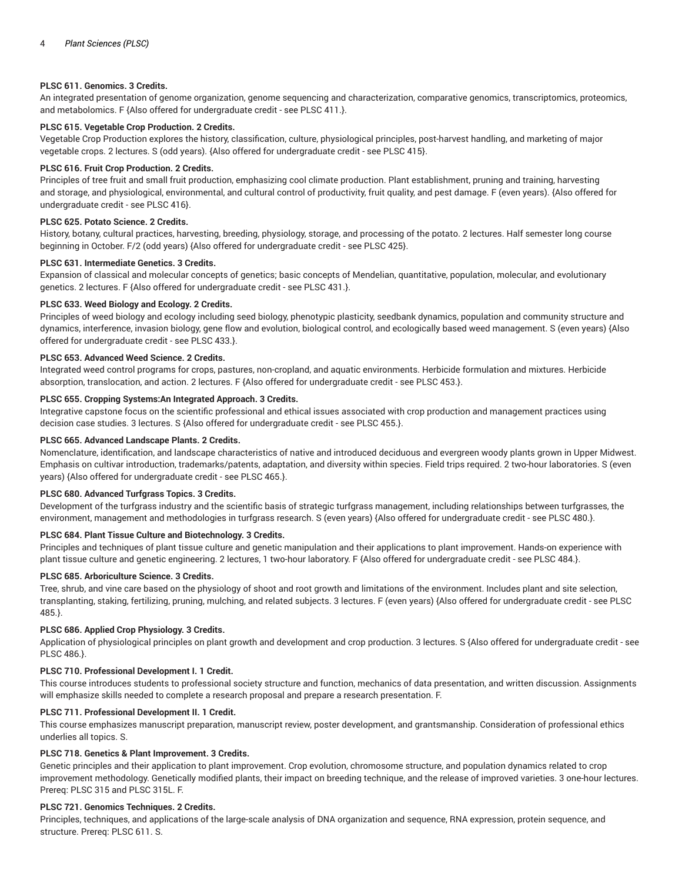**PLSC 611. Genomics. 3 Credits.**

An integrated presentation of genome organization, genome sequencing and characterization, comparative genomics, transcriptomics, proteomics, and metabolomics. F {Also offered for undergraduate credit - see PLSC 411.}.

**PLSC 615. Vegetable Crop Production. 2 Credits.**

Vegetable Crop Production explores the history, classification, culture, physiological principles, post-harvest handling, and marketing of major vegetable crops. 2 lectures. S (odd years). {Also offered for undergraduate credit - see PLSC 415}.

**PLSC 616. Fruit Crop Production. 2 Credits.**

Principles of tree fruit and small fruit production, emphasizing cool climate production. Plant establishment, pruning and training, harvesting and storage, and physiological, environmental, and cultural control of productivity, fruit quality, and pest damage. F (even years). {Also offered for undergraduate credit - see PLSC 416}.

**PLSC 625. Potato Science. 2 Credits.**

History, botany, cultural practices, harvesting, breeding, physiology, storage, and processing of the potato. 2 lectures. Half semester long course beginning in October. F/2 (odd years) {Also offered for undergraduate credit - see PLSC 425}.

**PLSC 631. Intermediate Genetics. 3 Credits.**

Expansion of classical and molecular concepts of genetics; basic concepts of Mendelian, quantitative, population, molecular, and evolutionary genetics. 2 lectures. F {Also offered for undergraduate credit - see PLSC 431.}.

**PLSC 633. Weed Biology and Ecology. 2 Credits.**

Principles of weed biology and ecology including seed biology, phenotypic plasticity, seedbank dynamics, population and community structure and dynamics, interference, invasion biology, gene flow and evolution, biological control, and ecologically based weed management. S (even years) {Also offered for undergraduate credit - see PLSC 433.}.

**PLSC 653. Advanced Weed Science. 2 Credits.**

Integrated weed control programs for crops, pastures, non-cropland, and aquatic environments. Herbicide formulation and mixtures. Herbicide absorption, translocation, and action. 2 lectures. F {Also offered for undergraduate credit - see PLSC 453.}.

**PLSC 655. Cropping Systems:An Integrated Approach. 3 Credits.**

Integrative capstone focus on the scientific professional and ethical issues associated with crop production and management practices using decision case studies. 3 lectures. S {Also offered for undergraduate credit - see PLSC 455.}.

**PLSC 665. Advanced Landscape Plants. 2 Credits.**

Nomenclature, identification, and landscape characteristics of native and introduced deciduous and evergreen woody plants grown in Upper Midwest. Emphasis on cultivar introduction, trademarks/patents, adaptation, and diversity within species. Field trips required. 2 two-hour laboratories. S (even years) {Also offered for undergraduate credit - see PLSC 465.}.

**PLSC 680. Advanced Turfgrass Topics. 3 Credits.**

Development of the turfgrass industry and the scientific basis of strategic turfgrass management, including relationships between turfgrasses, the environment, management and methodologies in turfgrass research. S (even years) {Also offered for undergraduate credit - see PLSC 480.}.

**PLSC 684. Plant Tissue Culture and Biotechnology. 3 Credits.**

Principles and techniques of plant tissue culture and genetic manipulation and their applications to plant improvement. Hands-on experience with plant tissue culture and genetic engineering. 2 lectures, 1 two-hour laboratory. F {Also offered for undergraduate credit - see PLSC 484.}.

**PLSC 685. Arboriculture Science. 3 Credits.**

Tree, shrub, and vine care based on the physiology of shoot and root growth and limitations of the environment. Includes plant and site selection, transplanting, staking, fertilizing, pruning, mulching, and related subjects. 3 lectures. F (even years) {Also offered for undergraduate credit - see PLSC 485.}.

**PLSC 686. Applied Crop Physiology. 3 Credits.**

Application of physiological principles on plant growth and development and crop production. 3 lectures. S {Also offered for undergraduate credit - see PLSC 486.}.

**PLSC 710. Professional Development I. 1 Credit.**

This course introduces students to professional society structure and function, mechanics of data presentation, and written discussion. Assignments will emphasize skills needed to complete a research proposal and prepare a research presentation. F.

**PLSC 711. Professional Development II. 1 Credit.**

This course emphasizes manuscript preparation, manuscript review, poster development, and grantsmanship. Consideration of professional ethics underlies all topics. S.

**PLSC 718. Genetics & Plant Improvement. 3 Credits.**

Genetic principles and their application to plant improvement. Crop evolution, chromosome structure, and population dynamics related to crop improvement methodology. Genetically modified plants, their impact on breeding technique, and the release of improved varieties. 3 one-hour lectures. Prereq: PLSC 315 and PLSC 315L. F.

**PLSC 721. Genomics Techniques. 2 Credits.**

Principles, techniques, and applications of the large-scale analysis of DNA organization and sequence, RNA expression, protein sequence, and structure. Prereq: PLSC 611. S.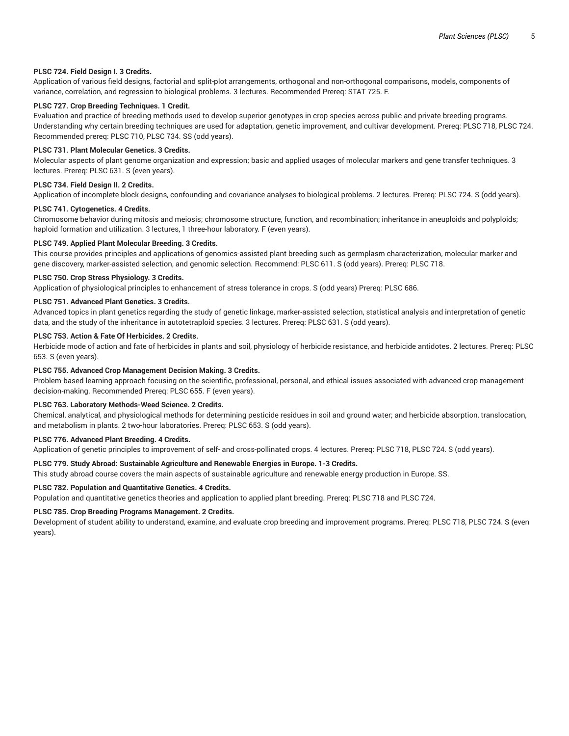**PLSC 724. Field Design I. 3 Credits.**

Application of various field designs, factorial and split-plot arrangements, orthogonal and non-orthogonal comparisons, models, components of variance, correlation, and regression to biological problems. 3 lectures. Recommended Prereq: STAT 725. F.

**PLSC 727. Crop Breeding Techniques. 1 Credit.**

Evaluation and practice of breeding methods used to develop superior genotypes in crop species across public and private breeding programs. Understanding why certain breeding techniques are used for adaptation, genetic improvement, and cultivar development. Prereq: PLSC 718, PLSC 724. Recommended prereq: PLSC 710, PLSC 734. SS (odd years).

**PLSC 731. Plant Molecular Genetics. 3 Credits.**

Molecular aspects of plant genome organization and expression; basic and applied usages of molecular markers and gene transfer techniques. 3 lectures. Prereq: PLSC 631. S (even years).

**PLSC 734. Field Design II. 2 Credits.**

Application of incomplete block designs, confounding and covariance analyses to biological problems. 2 lectures. Prereq: PLSC 724. S (odd years).

**PLSC 741. Cytogenetics. 4 Credits.**

Chromosome behavior during mitosis and meiosis; chromosome structure, function, and recombination; inheritance in aneuploids and polyploids; haploid formation and utilization. 3 lectures, 1 three-hour laboratory. F (even years).

**PLSC 749. Applied Plant Molecular Breeding. 3 Credits.**

This course provides principles and applications of genomics-assisted plant breeding such as germplasm characterization, molecular marker and gene discovery, marker-assisted selection, and genomic selection. Recommend: PLSC 611. S (odd years). Prereq: PLSC 718.

**PLSC 750. Crop Stress Physiology. 3 Credits.**

Application of physiological principles to enhancement of stress tolerance in crops. S (odd years) Prereq: PLSC 686.

**PLSC 751. Advanced Plant Genetics. 3 Credits.**

Advanced topics in plant genetics regarding the study of genetic linkage, marker-assisted selection, statistical analysis and interpretation of genetic data, and the study of the inheritance in autotetraploid species. 3 lectures. Prereq: PLSC 631. S (odd years).

**PLSC 753. Action & Fate Of Herbicides. 2 Credits.**

Herbicide mode of action and fate of herbicides in plants and soil, physiology of herbicide resistance, and herbicide antidotes. 2 lectures. Prereq: PLSC 653. S (even years).

**PLSC 755. Advanced Crop Management Decision Making. 3 Credits.**

Problem-based learning approach focusing on the scientific, professional, personal, and ethical issues associated with advanced crop management decision-making. Recommended Prereq: PLSC 655. F (even years).

**PLSC 763. Laboratory Methods-Weed Science. 2 Credits.**

Chemical, analytical, and physiological methods for determining pesticide residues in soil and ground water; and herbicide absorption, translocation, and metabolism in plants. 2 two-hour laboratories. Prereq: PLSC 653. S (odd years).

**PLSC 776. Advanced Plant Breeding. 4 Credits.**

Application of genetic principles to improvement of self- and cross-pollinated crops. 4 lectures. Prereq: PLSC 718, PLSC 724. S (odd years).

**PLSC 779. Study Abroad: Sustainable Agriculture and Renewable Energies in Europe. 1-3 Credits.**

This study abroad course covers the main aspects of sustainable agriculture and renewable energy production in Europe. SS.

**PLSC 782. Population and Quantitative Genetics. 4 Credits.**

Population and quantitative genetics theories and application to applied plant breeding. Prereq: PLSC 718 and PLSC 724.

**PLSC 785. Crop Breeding Programs Management. 2 Credits.**

Development of student ability to understand, examine, and evaluate crop breeding and improvement programs. Prereq: PLSC 718, PLSC 724. S (even years).